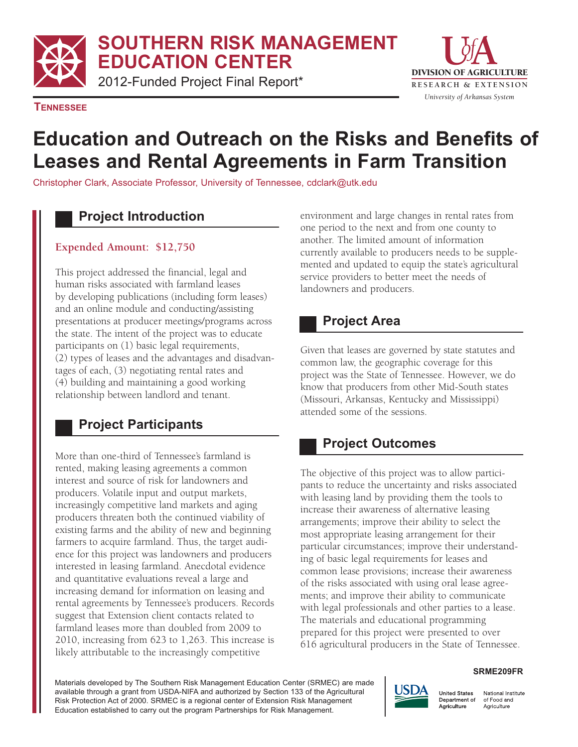# SOUTHERN RISK MANAGEMENT EDUCATION CENTER

2012-Funded Project Final Report*

DIVISION OF AGRICULTURE
RESEARCH & EXTENSION
*University of Arkansas System*

**TENNESSEE**

# Education and Outreach on the Risks and Benefits of Leases and Rental Agreements in Farm Transition

Christopher Clark, Associate Professor, University of Tennessee, cdclark@utk.edu

## Project Introduction

**Expended Amount: $12,750**

This project addressed the financial, legal and human risks associated with farmland leases by developing publications (including form leases) and an online module and conducting/assisting presentations at producer meetings/programs across the state. The intent of the project was to educate participants on (1) basic legal requirements, (2) types of leases and the advantages and disadvantages of each, (3) negotiating rental rates and (4) building and maintaining a good working relationship between landlord and tenant.

## Project Participants

More than one-third of Tennessee's farmland is rented, making leasing agreements a common interest and source of risk for landowners and producers. Volatile input and output markets, increasingly competitive land markets and aging producers threaten both the continued viability of existing farms and the ability of new and beginning farmers to acquire farmland. Thus, the target audience for this project was landowners and producers interested in leasing farmland. Anecdotal evidence and quantitative evaluations reveal a large and increasing demand for information on leasing and rental agreements by Tennessee's producers. Records suggest that Extension client contacts related to farmland leases more than doubled from 2009 to 2010, increasing from 623 to 1,263. This increase is likely attributable to the increasingly competitive environment and large changes in rental rates from one period to the next and from one county to another. The limited amount of information currently available to producers needs to be supplemented and updated to equip the state's agricultural service providers to better meet the needs of landowners and producers.

## Project Area

Given that leases are governed by state statutes and common law, the geographic coverage for this project was the State of Tennessee. However, we do know that producers from other Mid-South states (Missouri, Arkansas, Kentucky and Mississippi) attended some of the sessions.

## Project Outcomes

The objective of this project was to allow participants to reduce the uncertainty and risks associated with leasing land by providing them the tools to increase their awareness of alternative leasing arrangements; improve their ability to select the most appropriate leasing arrangement for their particular circumstances; improve their understanding of basic legal requirements for leases and common lease provisions; increase their awareness of the risks associated with using oral lease agreements; and improve their ability to communicate with legal professionals and other parties to a lease. The materials and educational programming prepared for this project were presented to over 616 agricultural producers in the State of Tennessee.

SRME209FR

Materials developed by The Southern Risk Management Education Center (SRMEC) are made available through a grant from USDA-NIFA and authorized by Section 133 of the Agricultural Risk Protection Act of 2000. SRMEC is a regional center of Extension Risk Management Education established to carry out the program Partnerships for Risk Management.

USDA United States Department of Agriculture — National Institute of Food and Agriculture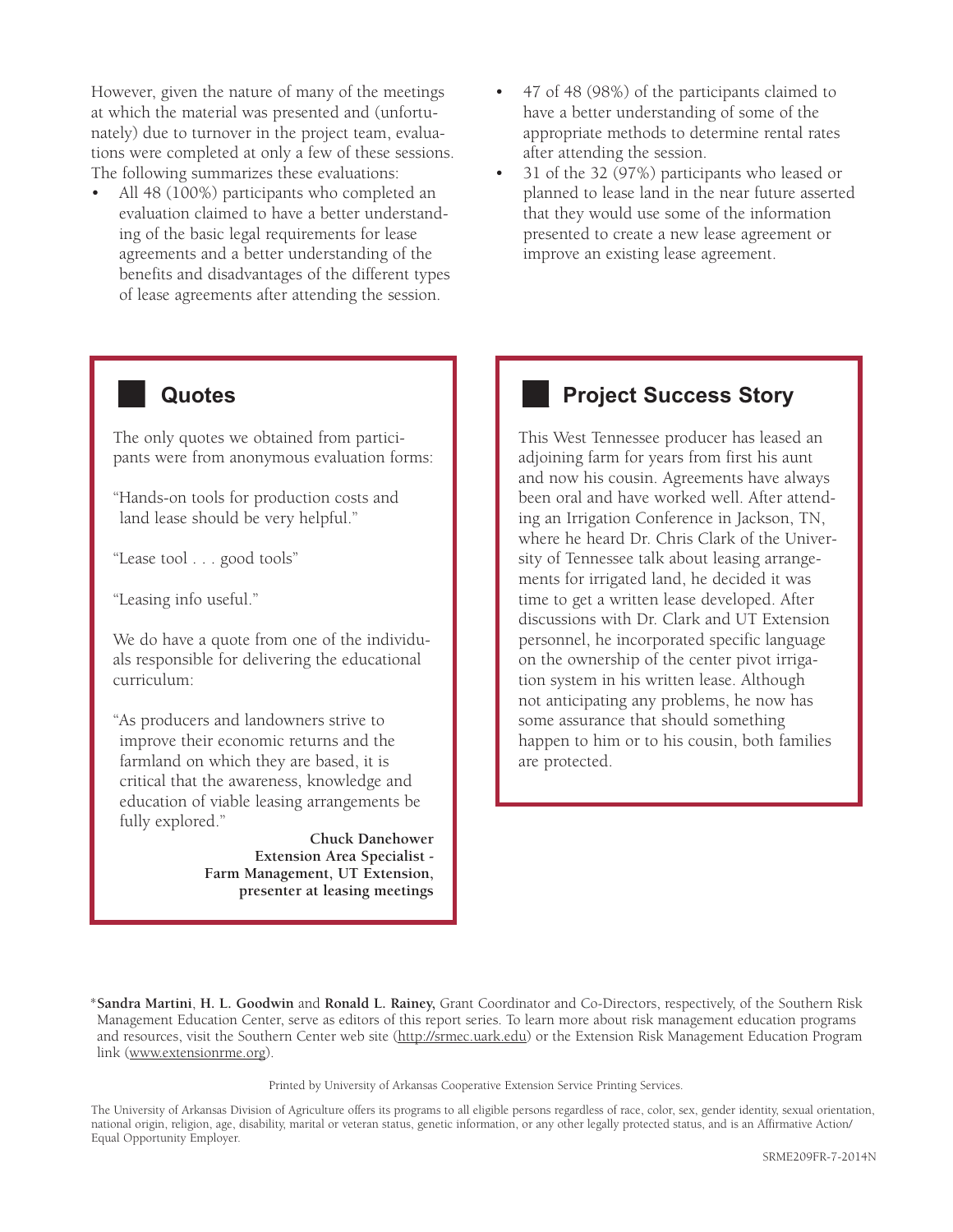However, given the nature of many of the meetings at which the material was presented and (unfortunately) due to turnover in the project team, evaluations were completed at only a few of these sessions. The following summarizes these evaluations:

- All 48 (100%) participants who completed an evaluation claimed to have a better understanding of the basic legal requirements for lease agreements and a better understanding of the benefits and disadvantages of the different types of lease agreements after attending the session.
- 47 of 48 (98%) of the participants claimed to have a better understanding of some of the appropriate methods to determine rental rates after attending the session.
- 31 of the 32 (97%) participants who leased or planned to lease land in the near future asserted that they would use some of the information presented to create a new lease agreement or improve an existing lease agreement.

## Quotes

The only quotes we obtained from participants were from anonymous evaluation forms:

"Hands-on tools for production costs and land lease should be very helpful."

"Lease tool . . . good tools"

"Leasing info useful."

We do have a quote from one of the individuals responsible for delivering the educational curriculum:

"As producers and landowners strive to improve their economic returns and the farmland on which they are based, it is critical that the awareness, knowledge and education of viable leasing arrangements be fully explored."

**Chuck Danehower**
**Extension Area Specialist - Farm Management, UT Extension, presenter at leasing meetings**

## Project Success Story

This West Tennessee producer has leased an adjoining farm for years from first his aunt and now his cousin. Agreements have always been oral and have worked well. After attending an Irrigation Conference in Jackson, TN, where he heard Dr. Chris Clark of the University of Tennessee talk about leasing arrangements for irrigated land, he decided it was time to get a written lease developed. After discussions with Dr. Clark and UT Extension personnel, he incorporated specific language on the ownership of the center pivot irrigation system in his written lease. Although not anticipating any problems, he now has some assurance that should something happen to him or to his cousin, both families are protected.

*__Sandra Martini__, __H. L. Goodwin__ and __Ronald L. Rainey,__ Grant Coordinator and Co-Directors, respectively, of the Southern Risk Management Education Center, serve as editors of this report series. To learn more about risk management education programs and resources, visit the Southern Center web site (http://srmec.uark.edu) or the Extension Risk Management Education Program link (www.extensionrme.org).

Printed by University of Arkansas Cooperative Extension Service Printing Services.

The University of Arkansas Division of Agriculture offers its programs to all eligible persons regardless of race, color, sex, gender identity, sexual orientation, national origin, religion, age, disability, marital or veteran status, genetic information, or any other legally protected status, and is an Affirmative Action/ Equal Opportunity Employer.

SRME209FR-7-2014N